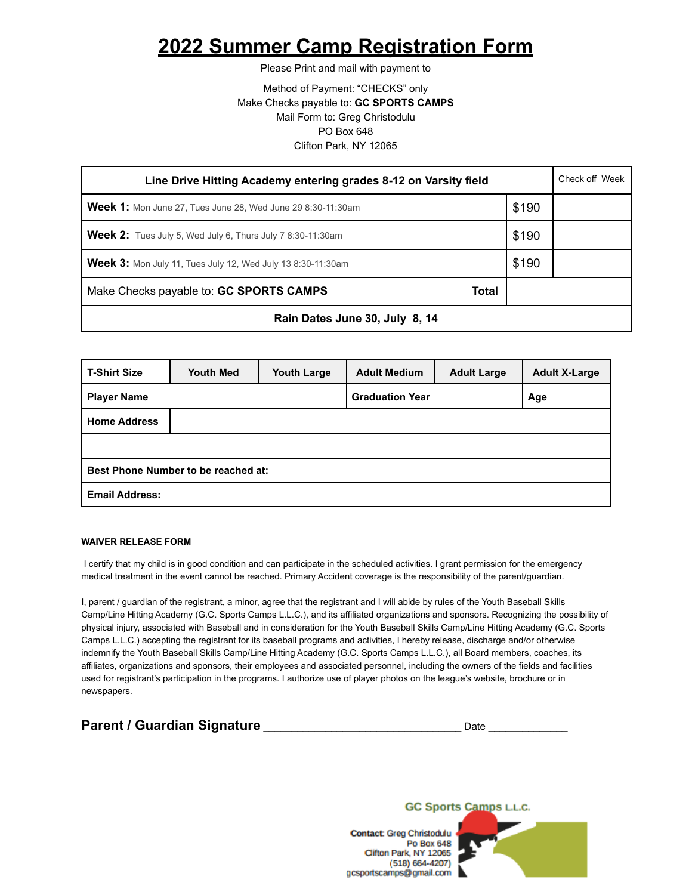# 2022 Summer Camp Registration Form

Please Print and mail with payment to

Method of Payment: "CHECKS" only
Make Checks payable to: **GC SPORTS CAMPS**
Mail Form to: Greg Christodulu
PO Box 648
Clifton Park, NY 12065

| **Line Drive Hitting Academy entering grades 8-12 on Varsity field** | | Check off Week |
|---|---|---|
| **Week 1:** Mon June 27, Tues June 28, Wed June 29 8:30-11:30am | $190 | |
| **Week 2:** Tues July 5, Wed July 6, Thurs July 7 8:30-11:30am | $190 | |
| **Week 3:** Mon July 11, Tues July 12, Wed July 13 8:30-11:30am | $190 | |
| Make Checks payable to: **GC SPORTS CAMPS** **Total** | | |
| **Rain Dates June 30, July 8, 14** | | |

| **T-Shirt Size** | **Youth Med** | **Youth Large** | **Adult Medium** | **Adult Large** | **Adult X-Large** |
|---|---|---|---|---|---|
| **Player Name** | | | **Graduation Year** | | **Age** |
| **Home Address** | | | | | |
| | | | | | |
| **Best Phone Number to be reached at:** | | | | | |
| **Email Address:** | | | | | |

**WAIVER RELEASE FORM**

I certify that my child is in good condition and can participate in the scheduled activities. I grant permission for the emergency medical treatment in the event cannot be reached. Primary Accident coverage is the responsibility of the parent/guardian.

I, parent / guardian of the registrant, a minor, agree that the registrant and I will abide by rules of the Youth Baseball Skills Camp/Line Hitting Academy (G.C. Sports Camps L.L.C.), and its affiliated organizations and sponsors. Recognizing the possibility of physical injury, associated with Baseball and in consideration for the Youth Baseball Skills Camp/Line Hitting Academy (G.C. Sports Camps L.L.C.) accepting the registrant for its baseball programs and activities, I hereby release, discharge and/or otherwise indemnify the Youth Baseball Skills Camp/Line Hitting Academy (G.C. Sports Camps L.L.C.), all Board members, coaches, its affiliates, organizations and sponsors, their employees and associated personnel, including the owners of the fields and facilities used for registrant's participation in the programs. I authorize use of player photos on the league's website, brochure or in newspapers.

**Parent / Guardian Signature** ________________________________ Date _____________

GC Sports Camps L.L.C.

**Contact:** Greg Christodulu
Po Box 648
Clifton Park, NY 12065
(518) 664-4207
gcsportscamps@gmail.com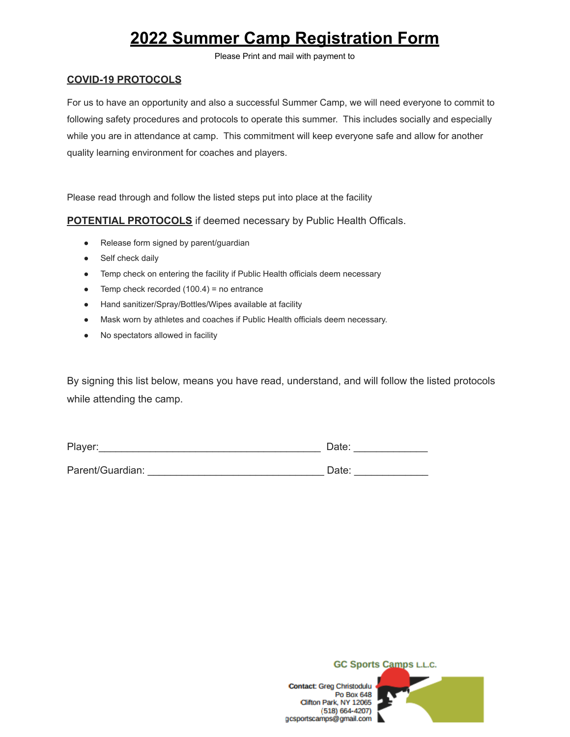# 2022 Summer Camp Registration Form

Please Print and mail with payment to

**COVID-19 PROTOCOLS**

For us to have an opportunity and also a successful Summer Camp, we will need everyone to commit to following safety procedures and protocols to operate this summer. This includes socially and especially while you are in attendance at camp. This commitment will keep everyone safe and allow for another quality learning environment for coaches and players.

Please read through and follow the listed steps put into place at the facility

**POTENTIAL PROTOCOLS** if deemed necessary by Public Health Officals.

- Release form signed by parent/guardian
- Self check daily
- Temp check on entering the facility if Public Health officials deem necessary
- Temp check recorded (100.4) = no entrance
- Hand sanitizer/Spray/Bottles/Wipes available at facility
- Mask worn by athletes and coaches if Public Health officials deem necessary.
- No spectators allowed in facility

By signing this list below, means you have read, understand, and will follow the listed protocols while attending the camp.

Player:_______________________________________ Date: _____________

Parent/Guardian: _______________________________ Date: _____________

GC Sports Camps L.L.C.

**Contact:** Greg Christodulu
Po Box 648
Clifton Park, NY 12065
(518) 664-4207)
gcsportscamps@gmail.com